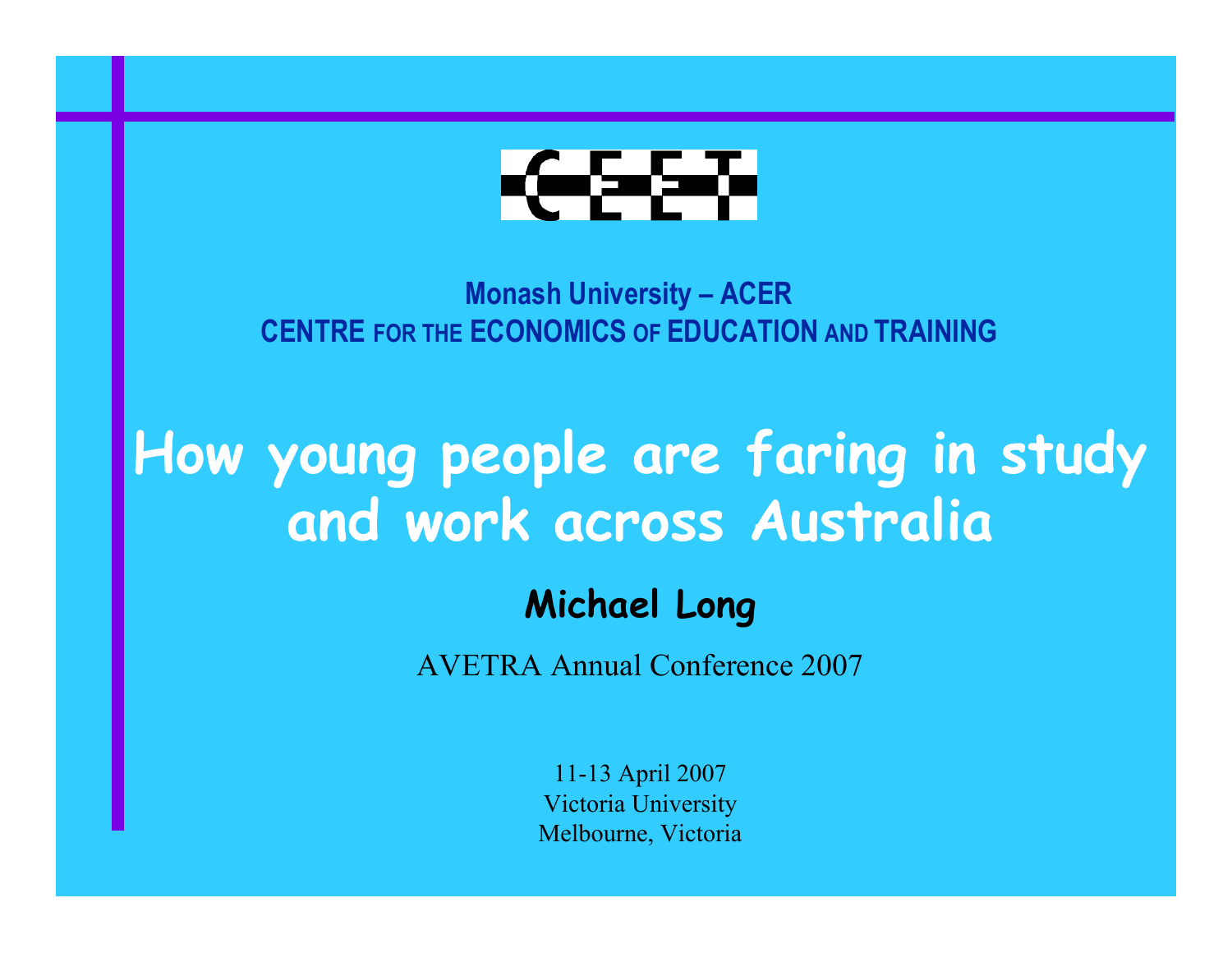CEET

**Monash University – ACER**
**CENTRE FOR THE ECONOMICS OF EDUCATION AND TRAINING**

# How young people are faring in study and work across Australia

**Michael Long**

AVETRA Annual Conference 2007

11-13 April 2007
Victoria University
Melbourne, Victoria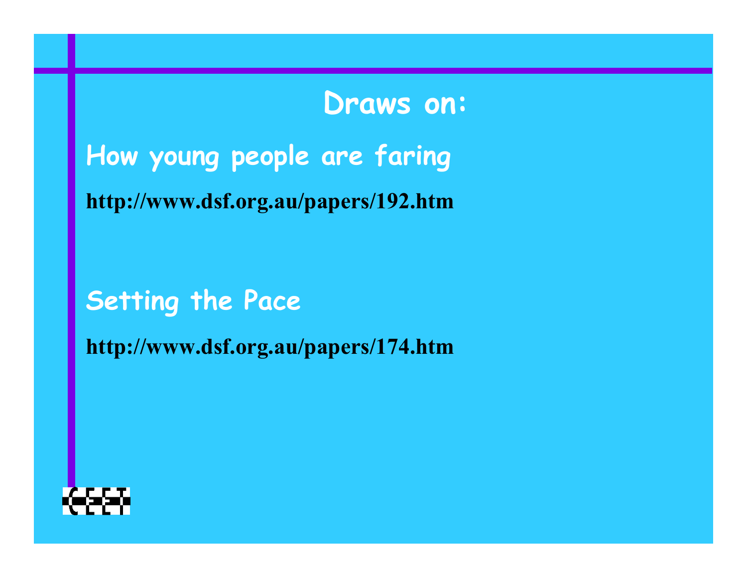## Draws on:

### How young people are faring

**http://www.dsf.org.au/papers/192.htm**

### Setting the Pace

**http://www.dsf.org.au/papers/174.htm**

CEET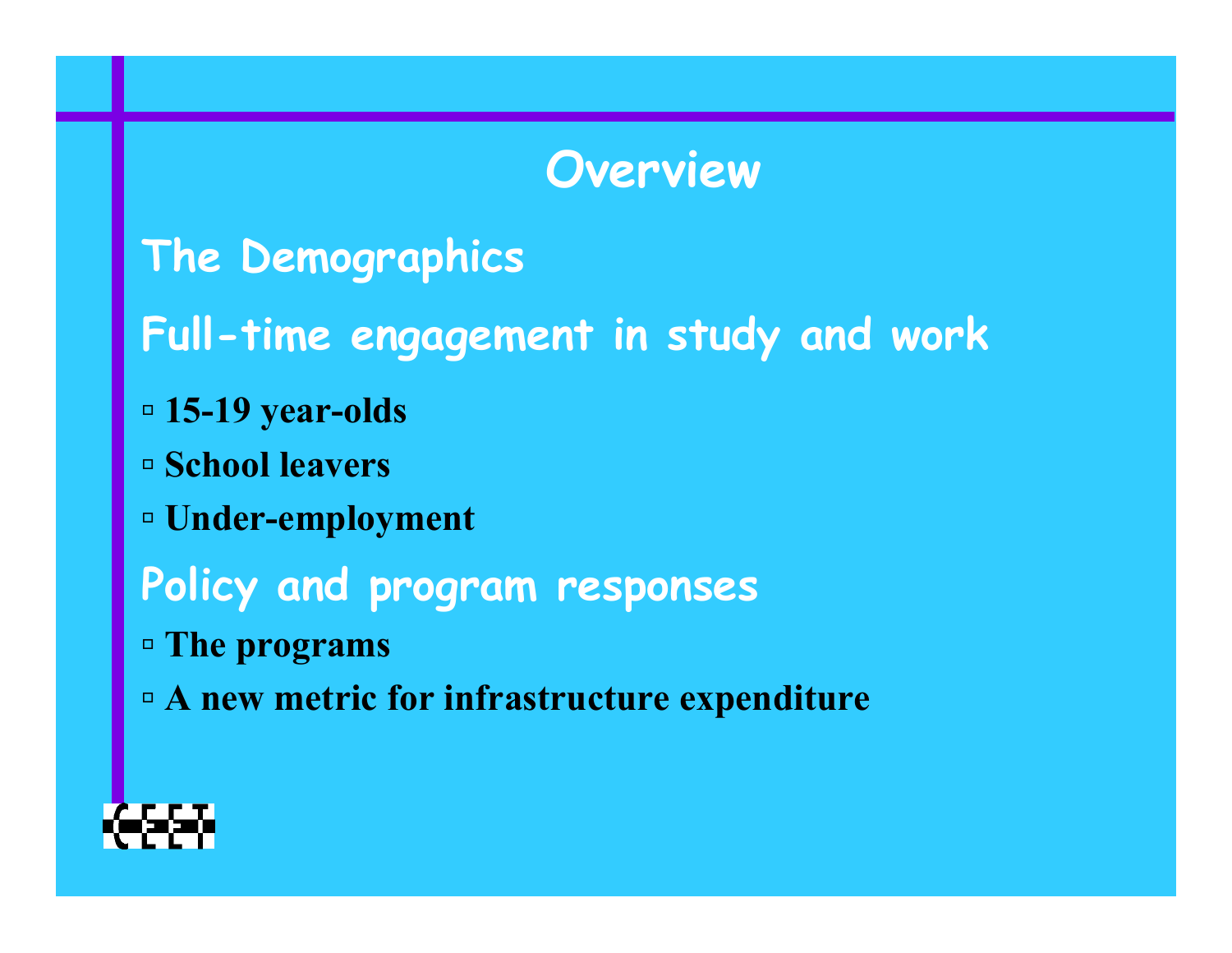# Overview

## The Demographics

## Full-time engagement in study and work

- **15-19 year-olds**
- **School leavers**
- **Under-employment**

## Policy and program responses

- **The programs**
- **A new metric for infrastructure expenditure**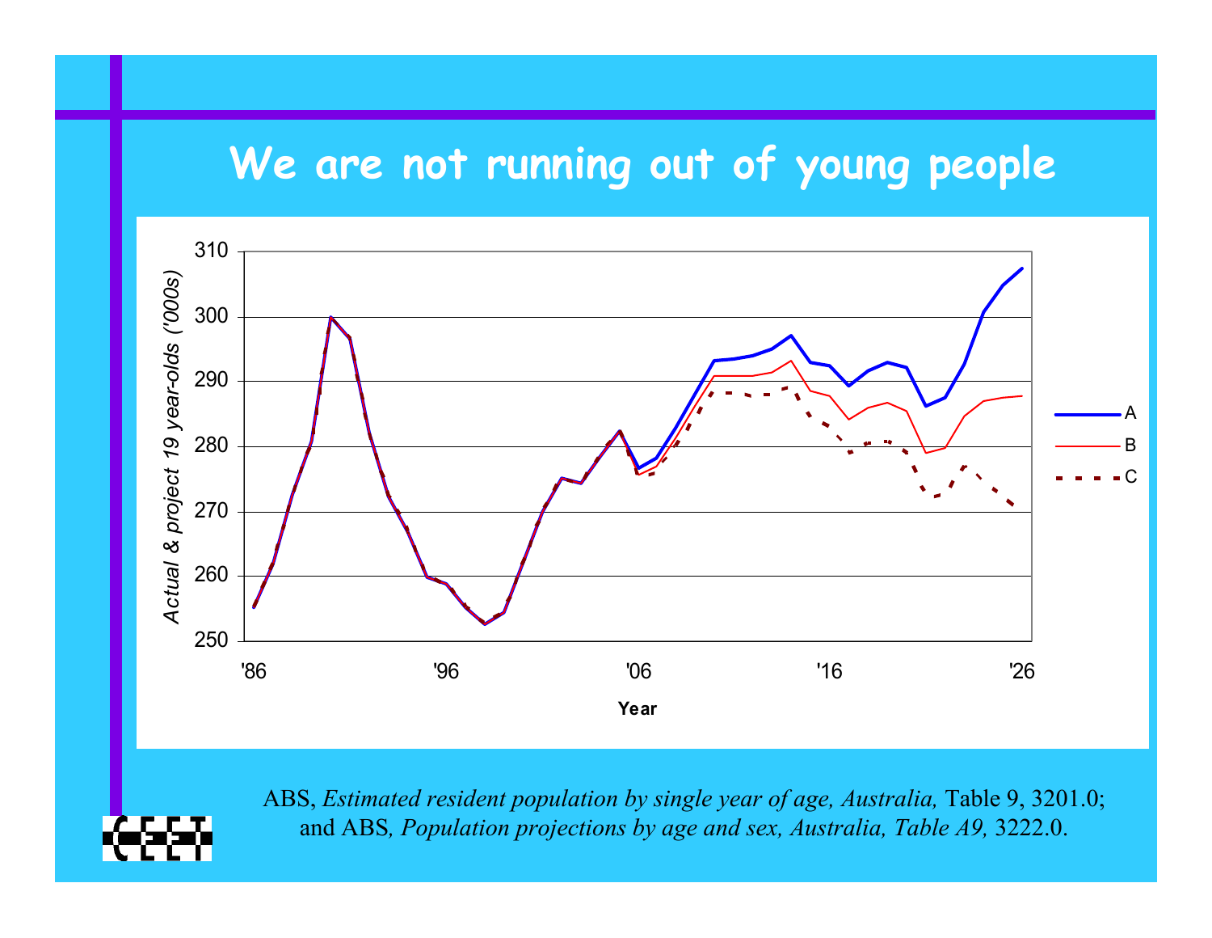# We are not running out of young people

ABS, *Estimated resident population by single year of age, Australia,* Table 9, 3201.0; and ABS*, Population projections by age and sex, Australia, Table A9,* 3222.0.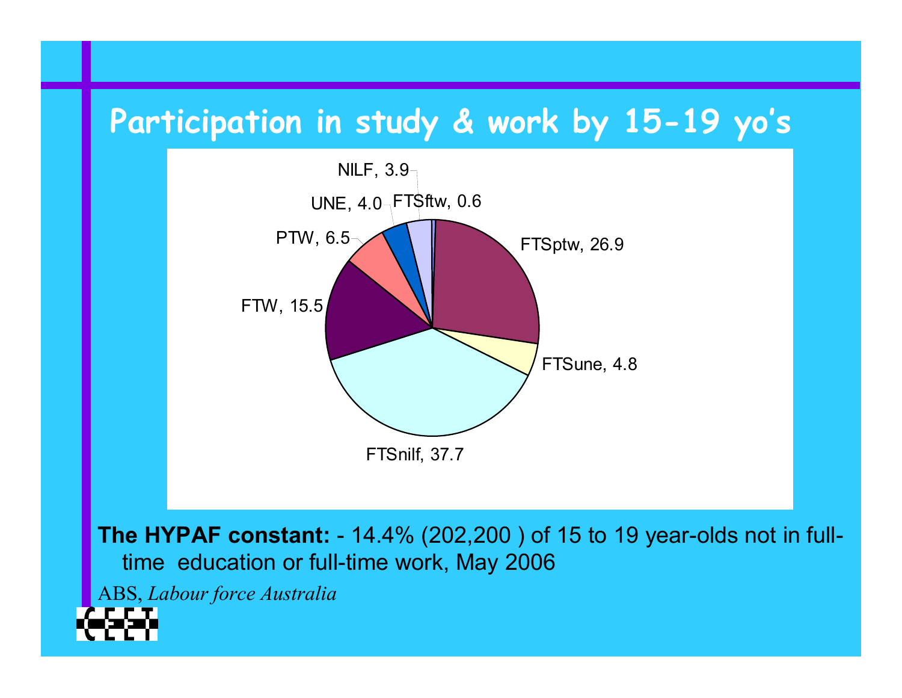# Participation in study & work by 15-19 yo's

| Category | % |
| --- | --- |
| FTSnilf | 37.7 |
| FTSptw | 26.9 |
| FTW | 15.5 |
| PTW | 6.5 |
| FTSune | 4.8 |
| UNE | 4.0 |
| NILF | 3.9 |
| FTSftw | 0.6 |

**The HYPAF constant:** - 14.4% (202,200 ) of 15 to 19 year-olds not in full-time education or full-time work, May 2006

ABS, *Labour force Australia*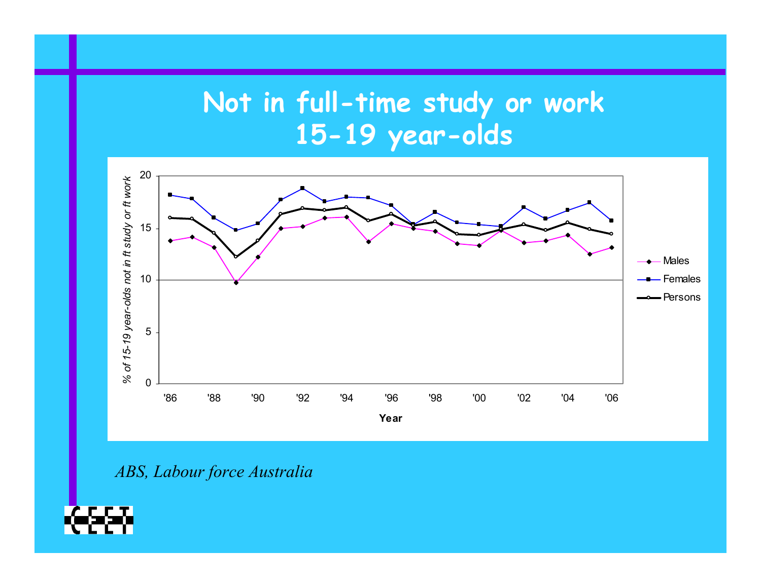# Not in full-time study or work 15-19 year-olds

*ABS, Labour force Australia*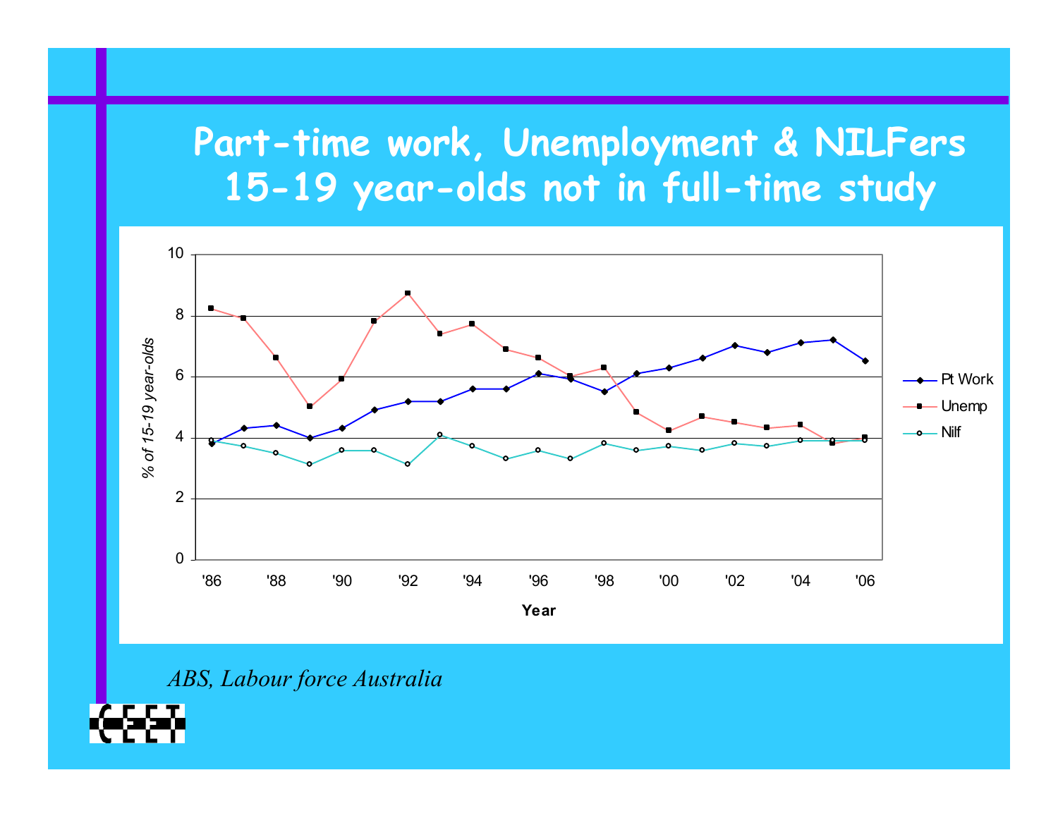# Part-time work, Unemployment & NILFers 15-19 year-olds not in full-time study

*ABS, Labour force Australia*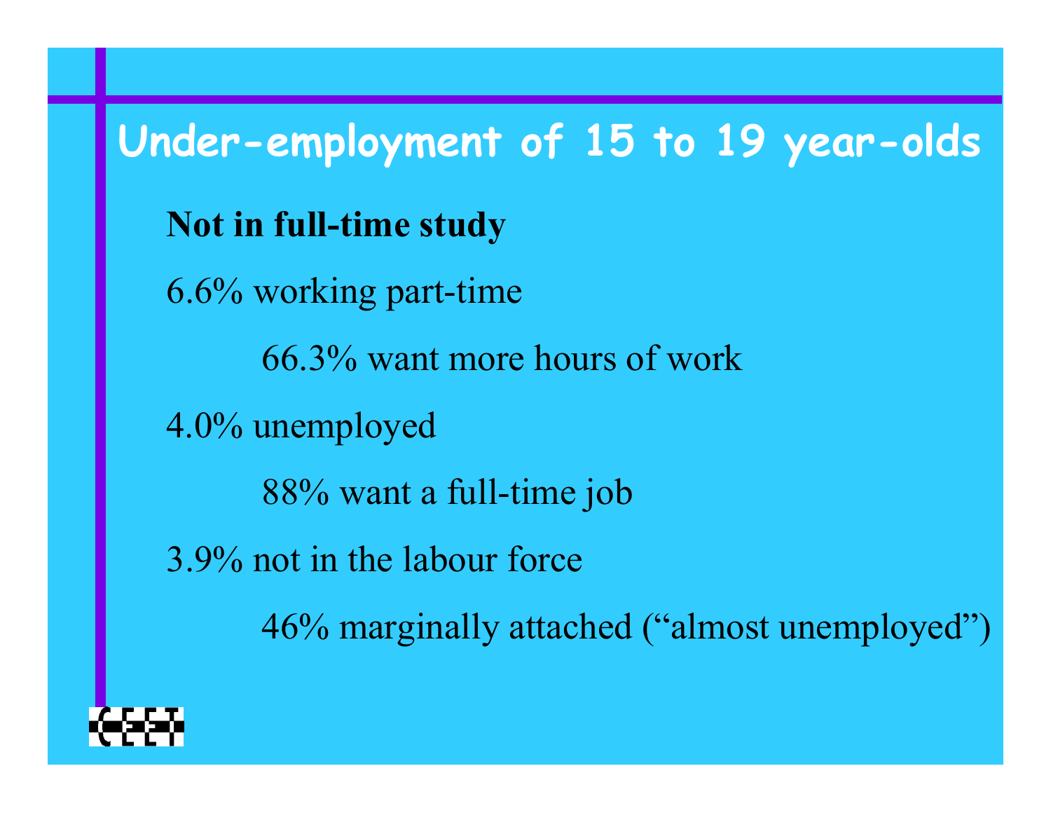# Under-employment of 15 to 19 year-olds

**Not in full-time study**

6.6% working part-time

- 66.3% want more hours of work

4.0% unemployed

- 88% want a full-time job

3.9% not in the labour force

- 46% marginally attached (“almost unemployed”)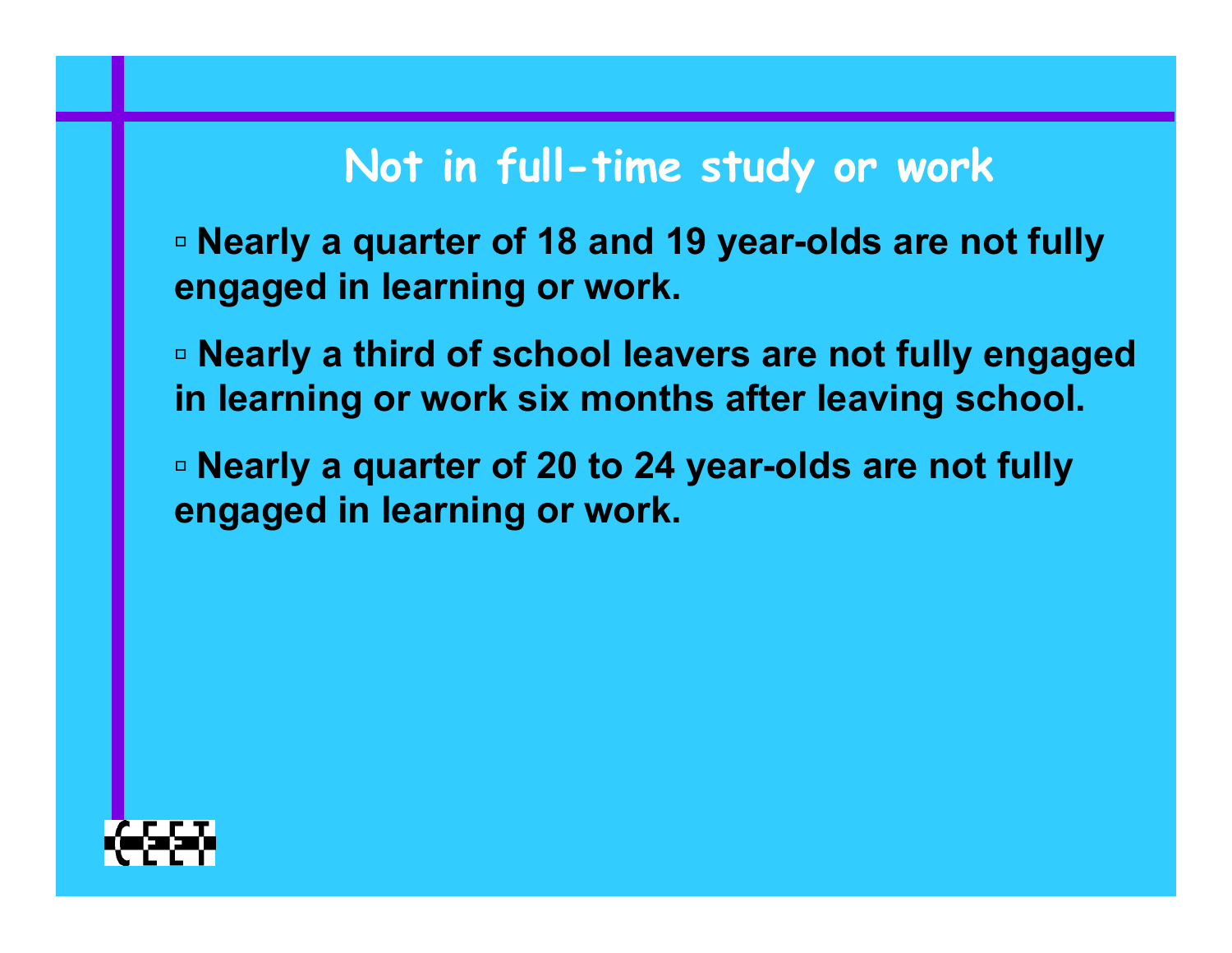# Not in full-time study or work

- **Nearly a quarter of 18 and 19 year-olds are not fully engaged in learning or work.**
- **Nearly a third of school leavers are not fully engaged in learning or work six months after leaving school.**
- **Nearly a quarter of 20 to 24 year-olds are not fully engaged in learning or work.**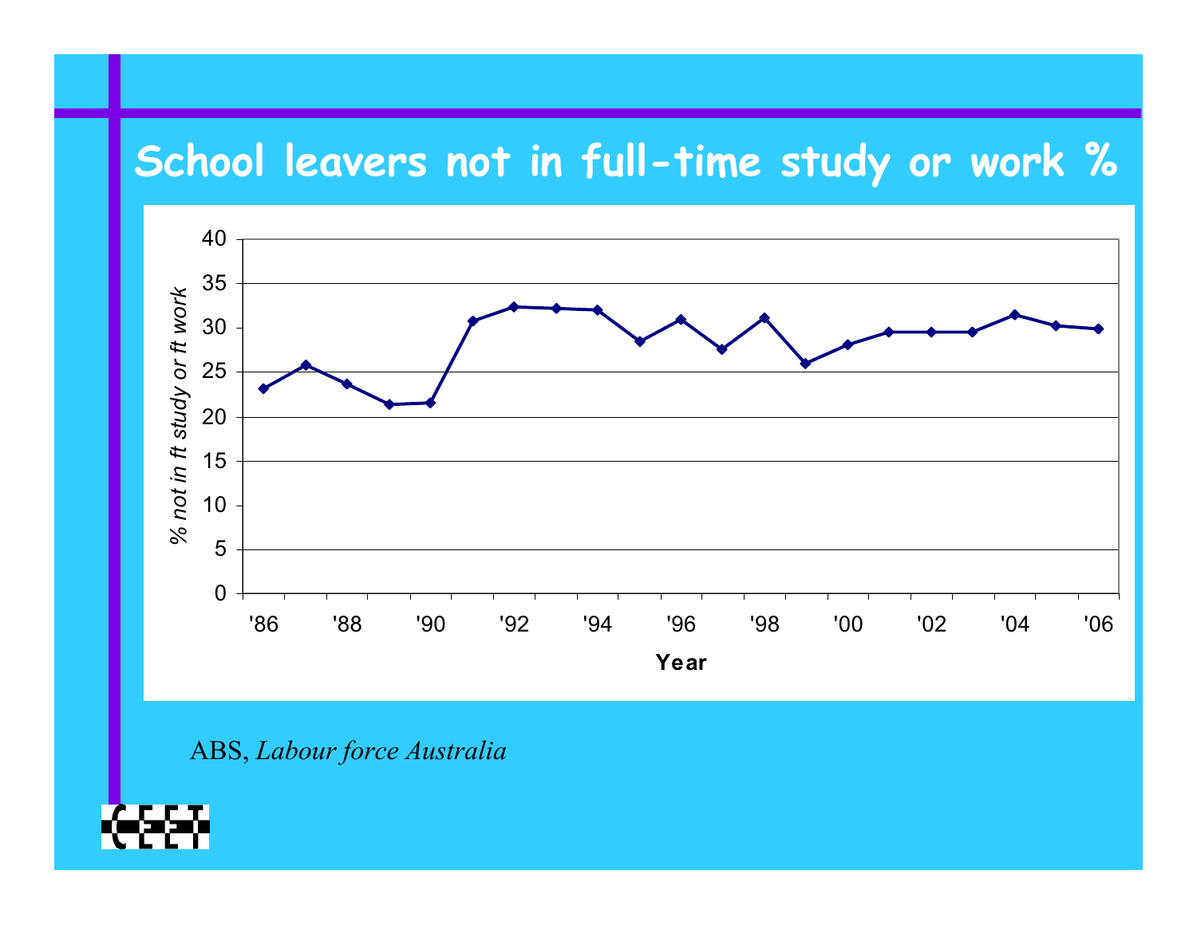# School leavers not in full-time study or work %

ABS, *Labour force Australia*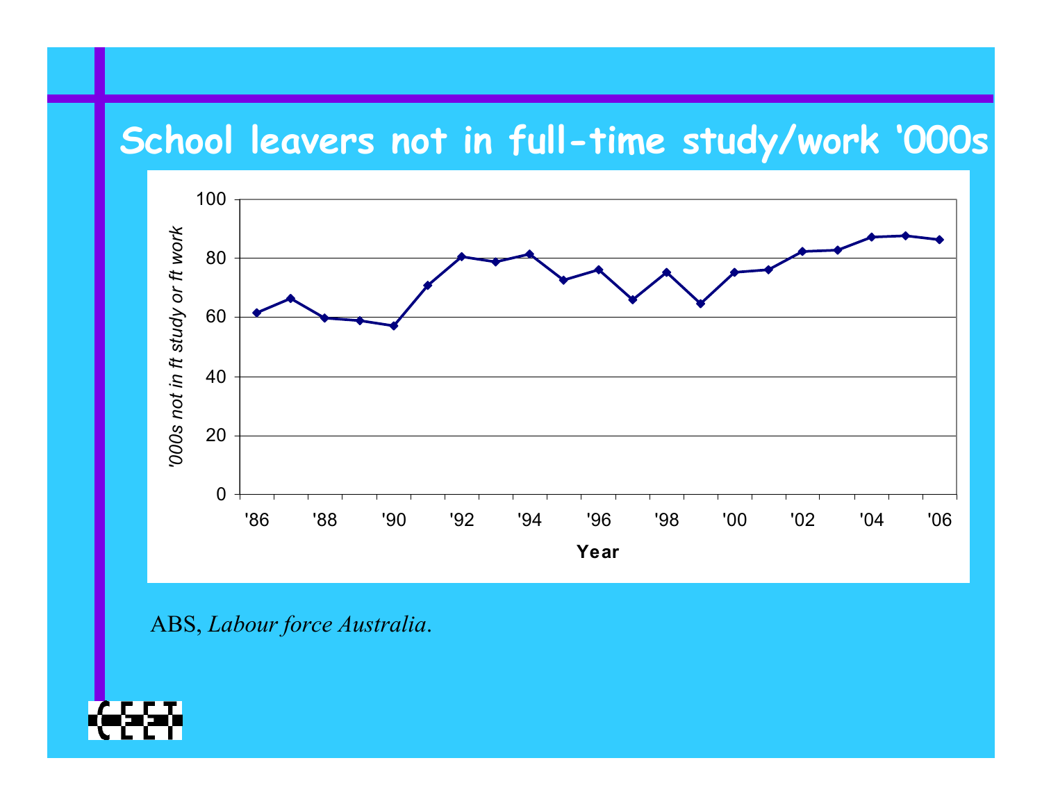# School leavers not in full-time study/work '000s

ABS, *Labour force Australia*.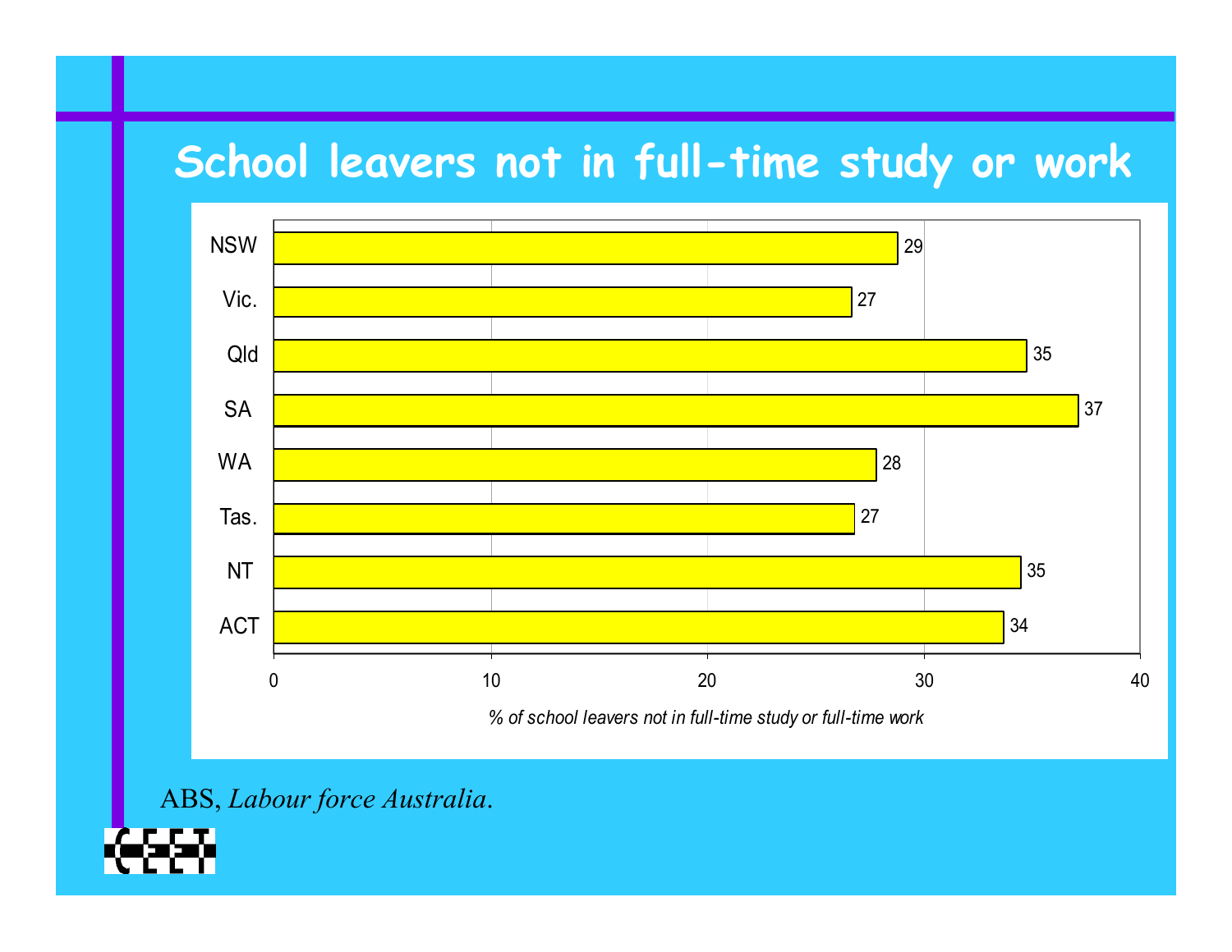# School leavers not in full-time study or work

| State | % of school leavers not in full-time study or full-time work |
|---|---|
| NSW | 29 |
| Vic. | 27 |
| Qld | 35 |
| SA | 37 |
| WA | 28 |
| Tas. | 27 |
| NT | 35 |
| ACT | 34 |

ABS, *Labour force Australia*.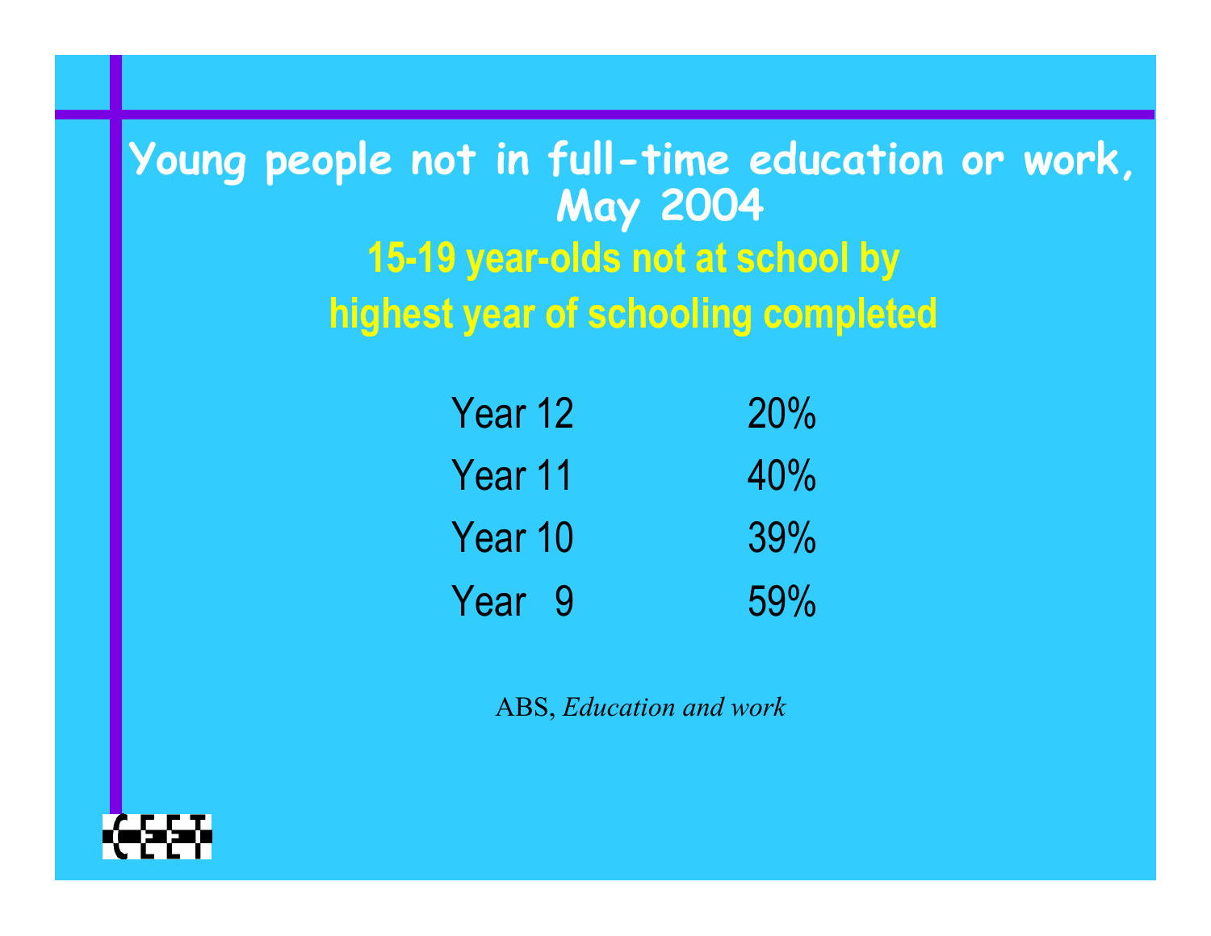# Young people not in full-time education or work, May 2004

## 15-19 year-olds not at school by highest year of schooling completed

| | |
|---|---|
| Year 12 | 20% |
| Year 11 | 40% |
| Year 10 | 39% |
| Year 9 | 59% |

ABS, *Education and work*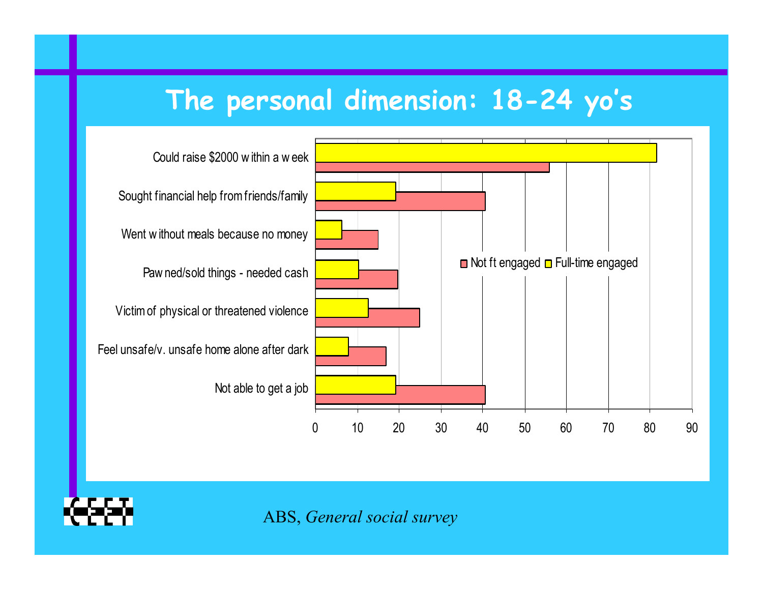# The personal dimension: 18-24 yo's

| | Not ft engaged | Full-time engaged |
|---|---|---|
| Could raise $2000 within a week | 56 | 82 |
| Sought financial help from friends/family | 41 | 19 |
| Went without meals because no money | 15 | 6 |
| Pawned/sold things - needed cash | 20 | 10 |
| Victim of physical or threatened violence | 25 | 13 |
| Feel unsafe/v. unsafe home alone after dark | 17 | 8 |
| Not able to get a job | 41 | 19 |

ABS, *General social survey*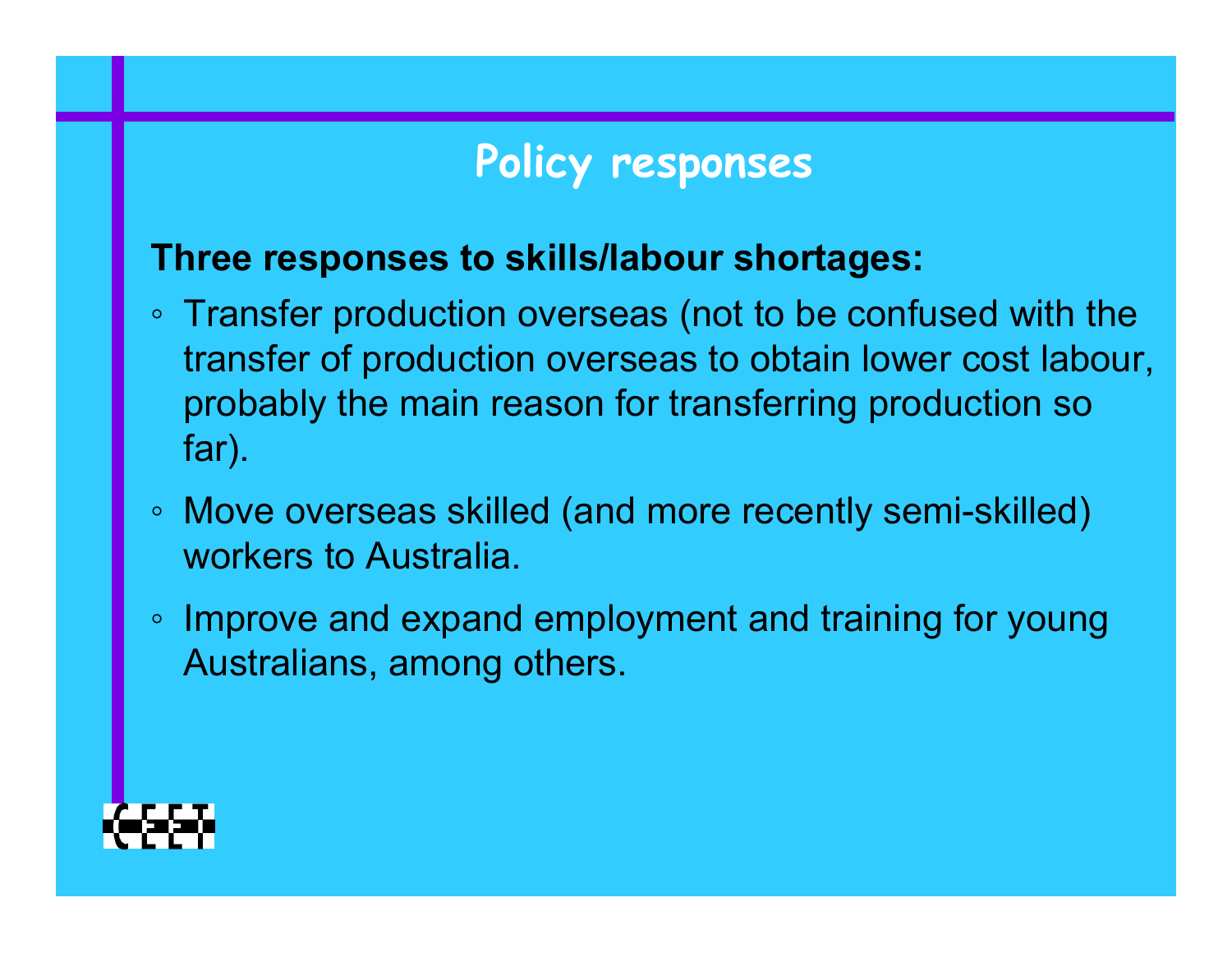# Policy responses

**Three responses to skills/labour shortages:**

- Transfer production overseas (not to be confused with the transfer of production overseas to obtain lower cost labour, probably the main reason for transferring production so far).
- Move overseas skilled (and more recently semi-skilled) workers to Australia.
- Improve and expand employment and training for young Australians, among others.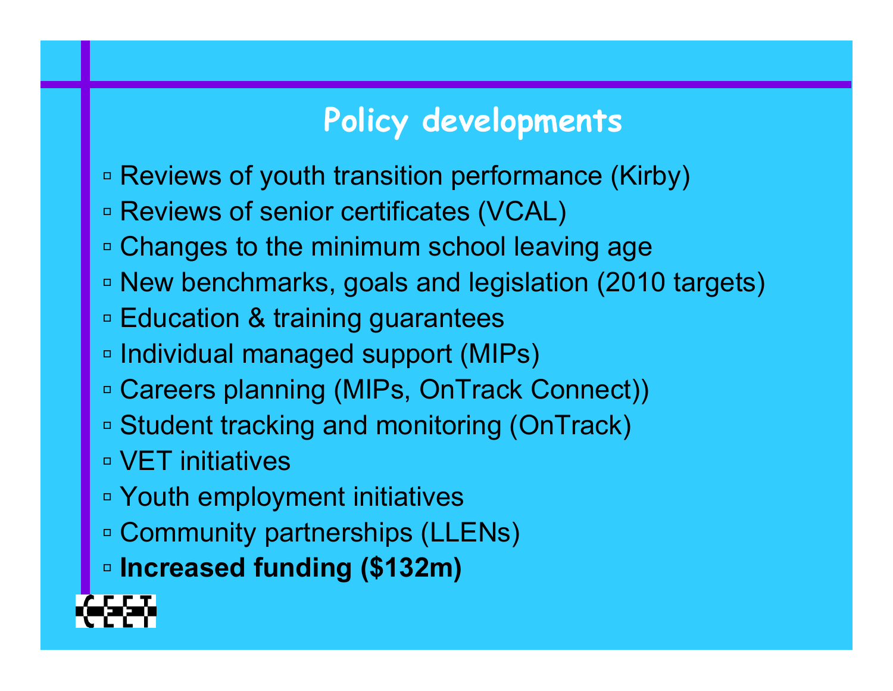## Policy developments

- Reviews of youth transition performance (Kirby)
- Reviews of senior certificates (VCAL)
- Changes to the minimum school leaving age
- New benchmarks, goals and legislation (2010 targets)
- Education & training guarantees
- Individual managed support (MIPs)
- Careers planning (MIPs, OnTrack Connect))
- Student tracking and monitoring (OnTrack)
- VET initiatives
- Youth employment initiatives
- Community partnerships (LLENs)
- **Increased funding ($132m)**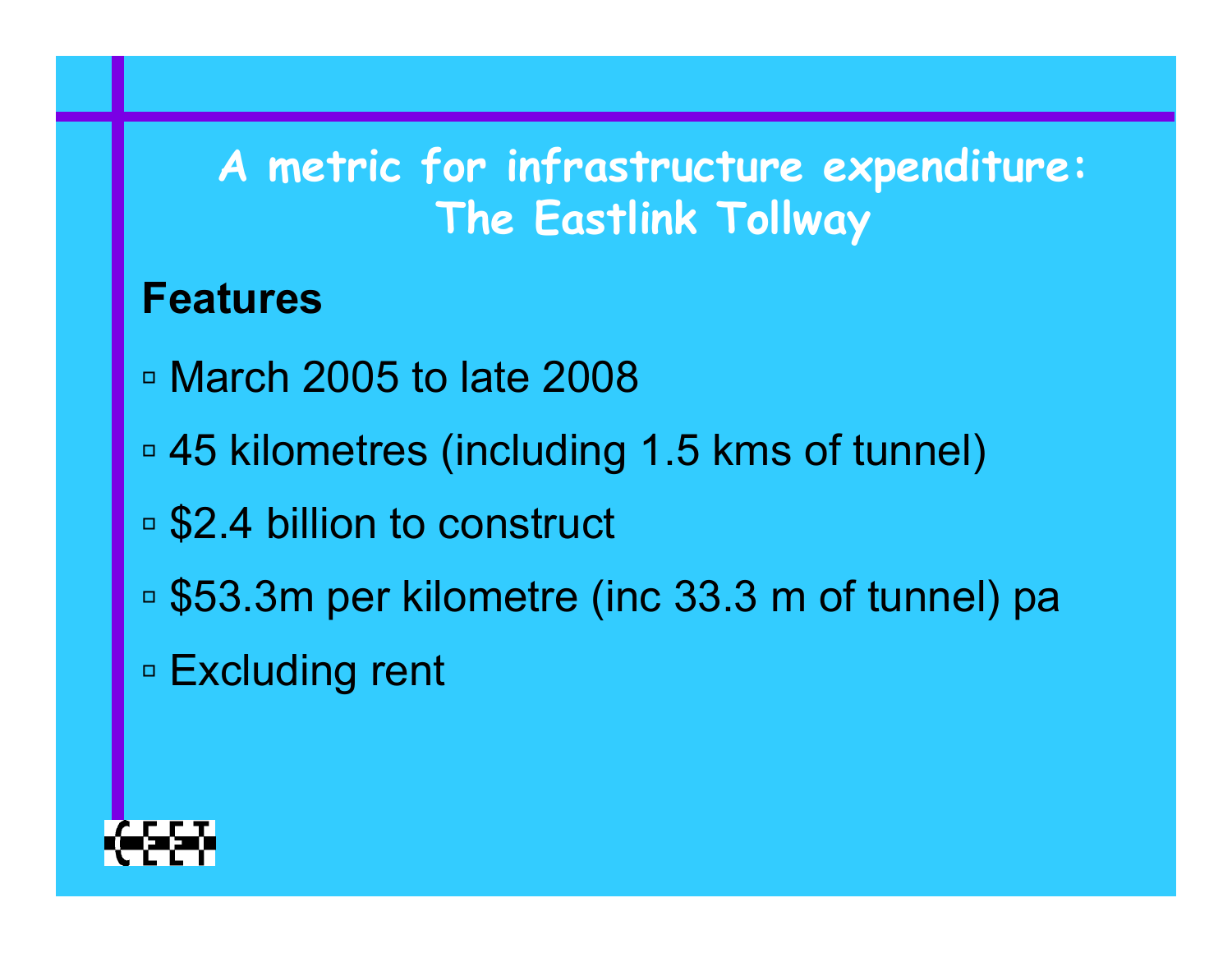# A metric for infrastructure expenditure: The Eastlink Tollway

## Features

- March 2005 to late 2008
- 45 kilometres (including 1.5 kms of tunnel)
- $2.4 billion to construct
- $53.3m per kilometre (inc 33.3 m of tunnel) pa
- Excluding rent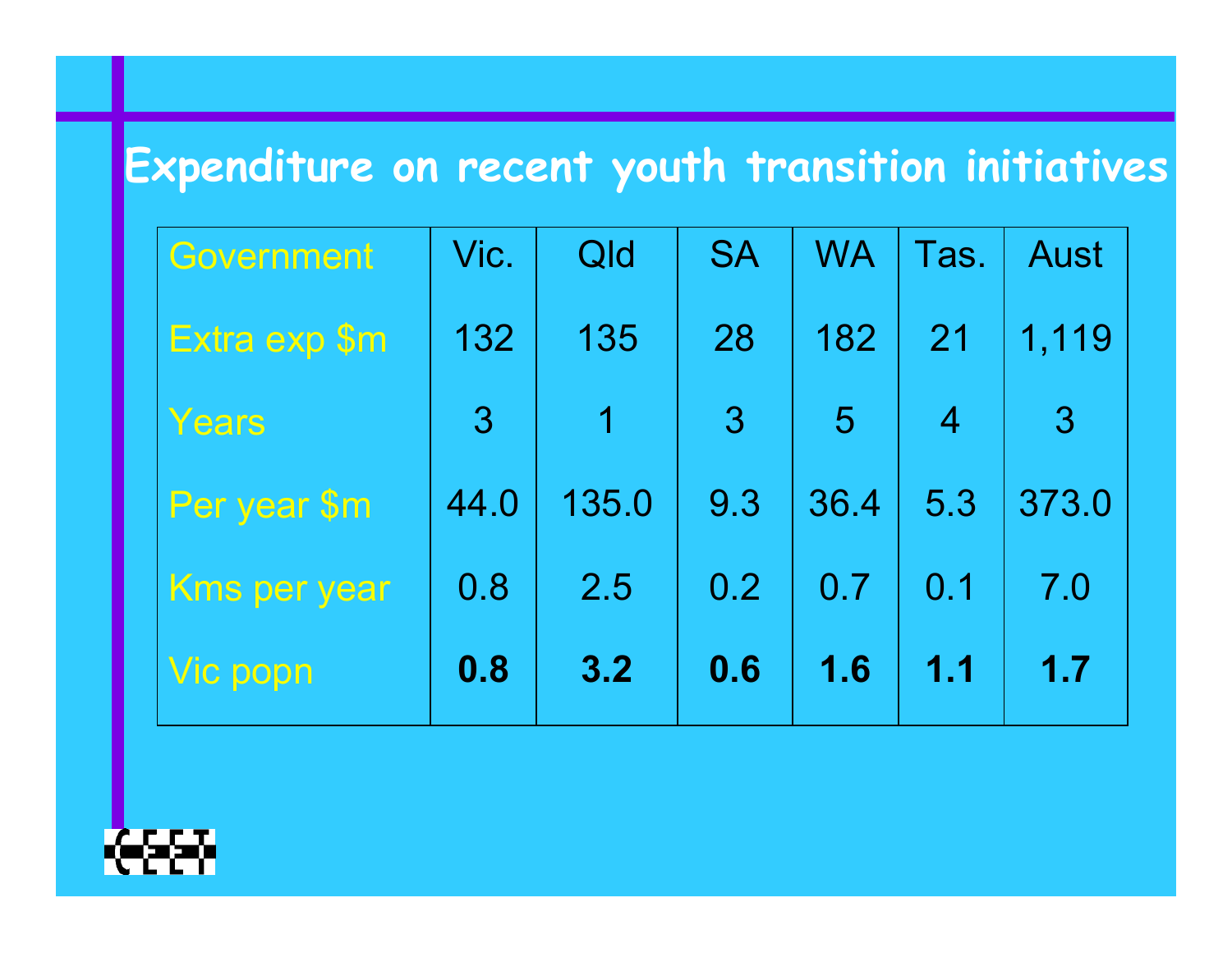# Expenditure on recent youth transition initiatives

| Government | Vic. | Qld | SA | WA | Tas. | Aust |
|---|---|---|---|---|---|---|
| Extra exp $m | 132 | 135 | 28 | 182 | 21 | 1,119 |
| Years | 3 | 1 | 3 | 5 | 4 | 3 |
| Per year $m | 44.0 | 135.0 | 9.3 | 36.4 | 5.3 | 373.0 |
| Kms per year | 0.8 | 2.5 | 0.2 | 0.7 | 0.1 | 7.0 |
| Vic popn | **0.8** | **3.2** | **0.6** | **1.6** | **1.1** | **1.7** |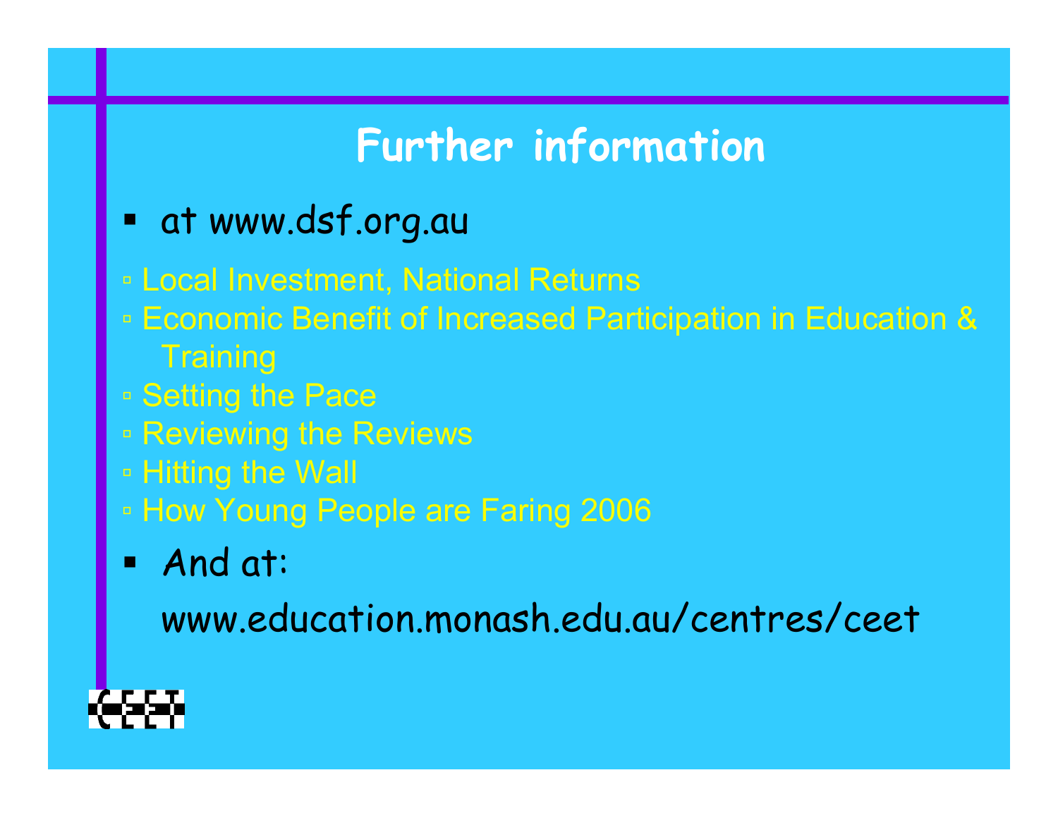# Further information

- at www.dsf.org.au
  - Local Investment, National Returns
  - Economic Benefit of Increased Participation in Education & Training
  - Setting the Pace
  - Reviewing the Reviews
  - Hitting the Wall
  - How Young People are Faring 2006
- And at:

  www.education.monash.edu.au/centres/ceet

CEET